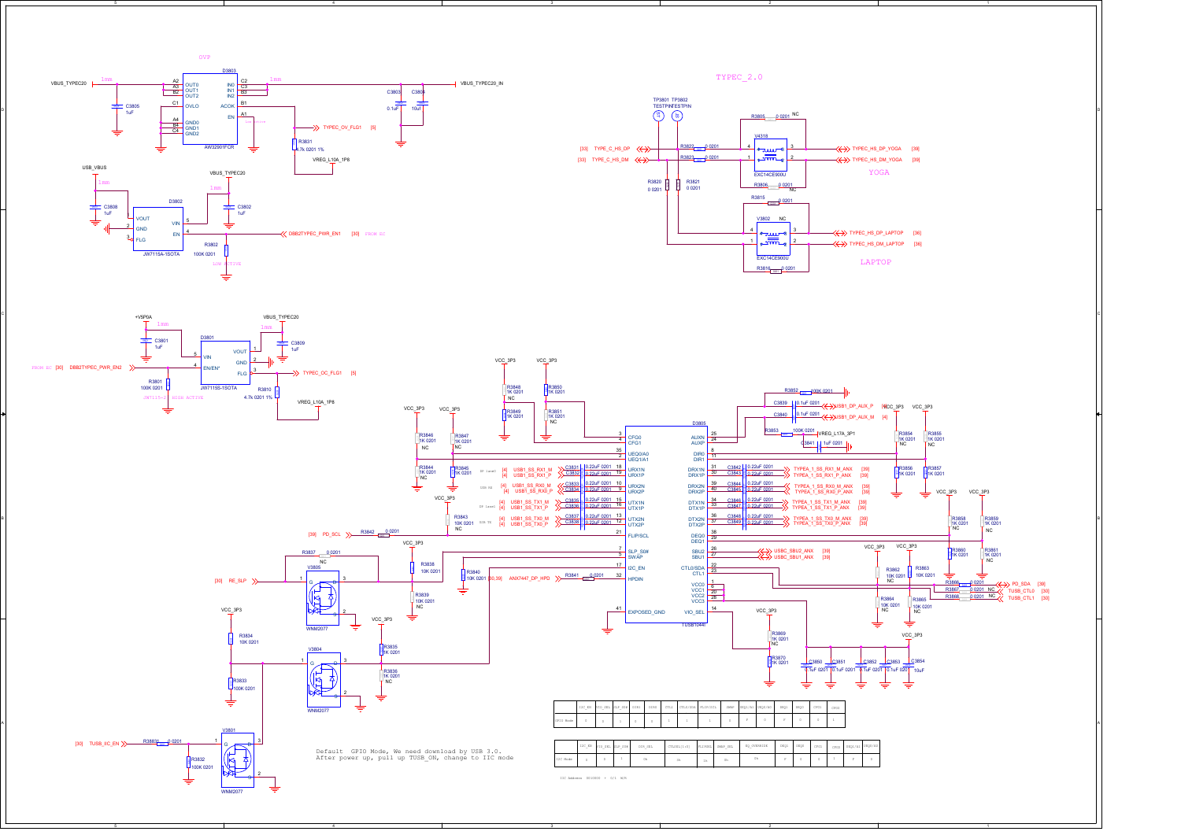OVP

TYPEC_2.0

YOGA

LAPTOP

VBUS_TYPEC20 — 1mm — D3803 AW32901FCR (A2 OUT0, A3 OUT1, B2 OUT2, C1 OVLO, A4 GND0, B4 GND1, C4 GND2, C2 IN0, C3 IN1, B3 IN2, B1 ACOK, A1 EN) — 1mm — VBUS_TYPEC20_IN

C3805 1uF, C3803 0.1uF, C3804 10uF, R3831 4.7k 0201 1%, VREG_L10A_1P8, TYPEC_OV_FLG1 [5]

USB_VBUS — 1mm — C3808 1uF — D3802 JW7115A-1SOTA (VOUT, GND 2, FLG 3, VIN 5, EN 4) — VBUS_TYPEC20 1mm C3802 1uF — R3802 100K 0201 — LOW ACTIVE — DBB2TYPEC_PWR_EN1 [30] FROM EC

+5V0A 1mm C3801 1uF — D3801 JW7115S-1SOTA (VIN 5, EN/EN* 4, VOUT 1, GND 2, FLG 3) — VBUS_TYPEC20 1mm C3809 1uF

FROM EC [30] DBB2TYPEC_PWR_EN2 — R3801 100K 0201 — JW7115-2 HIGH ACTIVE — R3810 4.7k 0201 1% — VREG_L10A_1P8 — TYPEC_OC_FLG1 [5]

TP3801 TESTPIN, TP3802 TESTPIN

[33] TYPE_C_HS_DP — R3822 0 0201 — V4318 EXC14CE900U — TYPEC_HS_DP_YOGA [39]
[33] TYPE_C_HS_DM — R3823 0 0201 — TYPEC_HS_DM_YOGA [39]
R3805 0 0201 NC, R3806 0 0201 NC, R3820 0 0201, R3821 0 0201
R3815 0 0201 — V3802 NC EXC14CE900U — TYPEC_HS_DP_LAPTOP [36], TYPEC_HS_DM_LAPTOP [36], R3816 0 0201

D3805 TUSB1044I

CFG0 3, CFG1 4 — VCC_3P3 R3848 1K 0201 NC, R3849 1K 0201, R3850 1K 0201, R3851 1K 0201 NC
UEQ0/A0 35, UEQ1/A1 2 — R3846 1K 0201 NC, R3844 1K 0201 NC, R3847 1K 0201 NC, R3845 1K 0201

| Signal | Cap | Pin | Pin name |
|---|---|---|---|
| [4] USB1_SS_RX1_M | C3831 0.22uF 0201 | 18 | URX1N |
| [4] USB1_SS_RX1_P | C3832 0.22uF 0201 | 19 | URX1P |
| [4] USB1_SS_RX0_M | C3833 0.22uF 0201 | 10 | URX2N |
| [4] USB1_SS_RX0_P | C3834 0.22uF 0201 | 9 | URX2P |
| [4] USB1_SS_TX1_M | C3835 0.22uF 0201 | 15 | UTX1N |
| [4] USB1_SS_TX1_P | C3836 0.22uF 0201 | 16 | UTX1P |
| [4] USB1_SS_TX0_M | C3837 0.22uF 0201 | 13 | UTX2N |
| [4] USB1_SS_TX0_P | C3838 0.22uF 0201 | 12 | UTX2P |

VCC_3P3 R3843 10K 0201 NC — FLIP/SCL 21 — [39] PD_SCL R3842 0 0201
SLP_SDA 7, SWAP 5, I2C_EN 17, HPDIN 32 — [30,39] ANX7447_DP_HPD R3841 0 0201 — R3840 10K 0201
EXPOSED_GND 41

AUXN 25, AUXP 24 — C3839 0.1uF 0201 USB1_DP_AUX_P [4], C3840 0.1uF 0201 USB1_DP_AUX_M [4], R3852 100K 0201, R3853 100K 0201 VREG_L17A_3P1, C3841 1uF 0201
DIR0 8, DIR1 11 — R3854 1K 0201 NC, R3855 1K 0201 NC, R3856 1K 0201, R3857 1K 0201

| Pin name | Pin | Cap | Signal |
|---|---|---|---|
| DRX1N | 31 | C3842 0.22uF 0201 | TYPEA_1_SS_RX1_M_ANX [39] |
| DRX1P | 30 | C3843 0.22uF 0201 | TYPEA_1_SS_RX1_P_ANX [39] |
| DRX2N | 39 | C3844 0.22uF 0201 | TYPEA_1_SS_RX0_M_ANX [39] |
| DRX2P | 40 | C3845 0.22uF 0201 | TYPEA_1_SS_RX0_P_ANX [39] |
| DTX1N | 34 | C3846 0.22uF 0201 | TYPEA_1_SS_TX1_M_ANX [39] |
| DTX1P | 33 | C3847 0.22uF 0201 | TYPEA_1_SS_TX1_P_ANX [39] |
| DTX2N | 36 | C3848 0.22uF 0201 | TYPEA_1_SS_TX0_M_ANX [39] |
| DTX2P | 37 | C3849 0.22uF 0201 | TYPEA_1_SS_TX0_P_ANX [39] |

DEQ0 38, DEQ1 29 — R3858 1K 0201 NC, R3859 1K 0201 NC, R3860 1K 0201, R3861 1K 0201 NC
SBU2 26 USBC_SBU2_ANX [39], SBU1 27 USBC_SBU1_ANX [39]
CTL0/SDA 22, CTL1 23 — R3862 10K 0201 NC, R3863 10K 0201, R3864 10K 0201 NC, R3865 10K 0201 NC
R3866 0 0201 PD_SDA [39], R3867 0 0201 NC TUSB_CTL0 [30], R3868 0 0201 NC TUSB_CTL1 [30]
VCC0 1, VCC1 6, VCC2 20, VCC3 28 — C3850 0.1uF 0201, C3851 0.1uF 0201, C3852 0.1uF 0201, C3853 0.1uF 0201, C3854 10uF
VIO_SEL 14 — R3869 1K 0201 NC, R3870 1K 0201

[30] RE_SLP — V3805 WNM2077 — R3837 0 0201 NC — R3838 10K 0201 — R3839 10K 0201 NC
VCC_3P3 R3834 10K 0201, R3833 100K 0201 — V3804 WNM2077 — R3835 1K 0201, R3836 1K 0201 NC
[30] TUSB_IIC_EN — R3883 0 0201 — R3832 100K 0201 — V3801 WNM2077

Default GPIO Mode, We need download by USB 3.0.
After power up, pull up TUSB_ON, change to IIC mode

| | I2C_EN | VIO_SEL | SLP_SDA | DIR1 | DIR0 | CTL1 | CTL0/SDA | FLIP/SCL | SWAP | UEQ1/A1 | UEQ0/A0 | DEQ1 | DEQ0 | CFG1 | CFG0 |
|---|---|---|---|---|---|---|---|---|---|---|---|---|---|---|---|
| GPIO Mode | 0 | 0 | Z | 1 | 0 | 1 | 1 | 1 | 0 | F | 0 | 0 | 0 | 0 | 1 |

| | I2C_EN | VIO_SEL | SLP_SDA | DIR_SEL | CTLSEL[1:0] | FLIPSEL | SWAP_SEL | EQ_OVERRIDE | DEQ1 | DEQ0 | CFG1 | CFG0 | UEQ1/A1 | UEQ0/A0 |
|---|---|---|---|---|---|---|---|---|---|---|---|---|---|---|
| I2C Mode | 0 | 0 | 1 | 0h | 0h | 1h | 0h | 0h | 0 | 0 | 0 | 1 | F | 0 |

I2C Address 0010000 + 0/1 R/W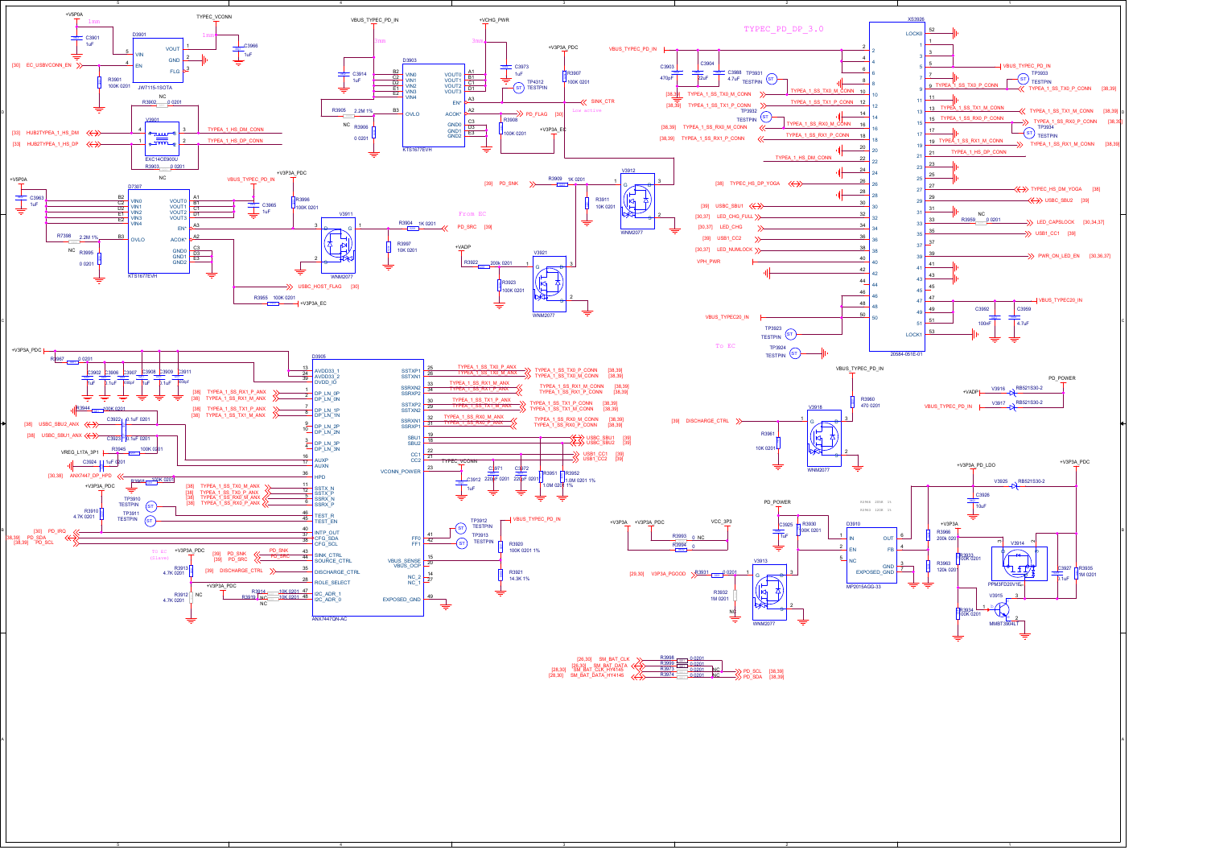TYPEC_PD_DP_3.0

+V5P0A

TYPEC_VCONN

C3901
1uF

D3901

VIN
VOUT
EN
GND
FLG

[30] EC_USBVCONN_EN

R3901
100K 0201

JW7115-1SOTA

C3966
1uF

R3902 0 0201
NC

V3901

[33] HUB2TYPEA_1_HS_DM
[33] HUB2TYPEA_1_HS_DP

TYPEA_1_HS_DM_CONN
TYPEA_1_HS_DP_CONN

EXC14CE900U
R3903 0 0201
NC

VBUS_TYPEC_PD_IN

+VCHG_PWR

D3903

VIN0 VIN1 VIN2 VIN3 VIN4
VOUT0 VOUT1 VOUT2 VOUT3

C3914
1uF

C3973
1uF

+V3P3A_PDC

R3907
100K 0201

TP4312
TESTPIN

R3905 2.2M 1%
OVLO
EN*
ACOK*
GND0 GND1 GND2

NC R3906 0 0201

R3908
100K 0201

PD_FLAG [30]

SINK_CTR
Low active

+V3P3A_EC

KTS1677EVH

+V5P0A

C3963
1uF

D7307

VIN0 VIN1 VIN2 VIN3 VIN4
VOUT0 VOUT1 VOUT2 VOUT3

R7398 2.2M 1%
OVLO
NC R3995 0 0201

ACOK*
EN*
GND0 GND1 GND2

KTS1677EVH

VBUS_TYPEC_PD_IN

+V3P3A_PDC

R3996
100K 0201

C3965
1uF

V3911

R3904 1K 0201
PD_SRC [30]
From EC

R3997
10K 0201

WNM2077

USBC_HOST_FLAG [30]

R3955 100K 0201 +V3P3A_EC

[30] PD_SNK

R3909 1K 0201

V3912

R3911
10K 0201

WNM2077

+VADP

R3922 200k 0201

V3921

R3923
100K 0201

WNM2077

+V3P3A_PDC

R3987 0 0201

C3902 1uF
C3906 0.1uF
C3907 100pF
C3908 1uF
C3909 0.1uF
C3911 100pF

D3905

AVDD33_1
AVDD33_2
DVDD_IO

[38] TYPEA_1_SS_RX1_P_ANX
[38] TYPEA_1_SS_RX1_M_ANX
[38] TYPEA_1_SS_TX1_P_ANX
[38] TYPEA_1_SS_TX1_M_ANX

DP_LN_0P DP_LN_0N DP_LN_1P DP_LN_1N DP_LN_2P DP_LN_2N DP_LN_3P DP_LN_3N

[38] USBC_SBU2_ANX
[38] USBC_SBU1_ANX

R3944 100K 0201
C3922 0.1uF 0201
C3923 0.1uF 0201

VREG_L17A_3P1
R3945 100K 0201

C3924 1uF 0201

AUXP
AUXN

[30,38] ANX7447_DP_HPD
R3948 100K 0201
HPD

+V3P3A_PDC

[38] TYPEA_1_SS_TX0_M_ANX
[38] TYPEA_1_SS_TX0_P_ANX
[38] TYPEA_1_SS_RX0_M_ANX
[38] TYPEA_1_SS_RX0_P_ANX

SSTX_N SSTX_P SSRX_N SSRX_P

R3910
4.7K 0201

TP3910 TESTPIN
TP3911 TESTPIN

TEST_R
TEST_EN

[30] PD_IRQ
[38,39] PD_SDA
[38,39] PD_SCL

INTP_OUT
CFG_SDA
CFG_SCL

To EC (Slave)

+V3P3A_PDC

R3913
4.7K 0201

[39] PD_SNK
[39] PD_SRC

SINK_CTRL
SOURCE_CTRL

[39] DISCHARGE_CTRL
DISCHARGE_CTRL

ROLE_SELECT

+V3P3A_PDC

R3912
4.7K 0201
NC

R3914 10K 0201
R3919 10K 0201
NC

I2C_ADR_1
I2C_ADR_0

ANX7447QN-AC

SSTXP1 SSTXN1 SSRXN2 SSRXP2 SSTXP2 SSTXN2 SSRXN1 SSRXP1

TYPEA_1_SS_TX0_P_ANX
TYPEA_1_SS_TX0_M_ANX
TYPEA_1_SS_RX1_M_ANX
TYPEA_1_SS_RX1_P_ANX
TYPEA_1_SS_TX1_P_ANX
TYPEA_1_SS_TX1_M_ANX
TYPEA_1_SS_RX0_M_ANX
TYPEA_1_SS_RX0_P_ANX

TYPEA_1_SS_TX0_P_CONN [38,39]
TYPEA_1_SS_TX0_M_CONN [38,39]
TYPEA_1_SS_RX1_M_CONN [38,39]
TYPEA_1_SS_RX1_P_CONN [38,39]
TYPEA_1_SS_TX1_P_CONN [38,39]
TYPEA_1_SS_TX1_M_CONN [38,39]
TYPEA_1_SS_RX0_M_CONN [38,39]
TYPEA_1_SS_RX0_P_CONN [38,39]

SBU1 SBU2
USBC_SBU1 [39]
USBC_SBU2 [39]

CC1 CC2
USB1_CC1 [39]
USB1_CC2 [39]

TYPEC_VCONN
VCONN_POWER

C3912 1uF
C3971 220pF 0201
C3972 220pF 0201
R3951 1.0M 0201 1%
R3952 1.0M 0201 1%

FF0 FF1

TP3912 TESTPIN
TP3913 TESTPIN

VBUS_TYPEC_PD_IN

R3920
100K 0201 1%

R3921
14.3K 1%

VBUS_SENSE
VBUS_OCP

NC_2 NC_1

EXPOSED_GND

XS3926

LOCK0

VBUS_TYPEC_PD_IN

C3903 470pF
C3904 22uF
C3988 4.7uF
TP3931 TESTPIN

VBUS_TYPEC_PD_IN

[38,39] TYPEA_1_SS_TX0_M_CONN
[38,39] TYPEA_1_SS_TX1_P_CONN
TP3932 TESTPIN
TYPEA_1_SS_RX0_M_CONN
TYPEA_1_SS_RX1_P_CONN
[38,39] TYPEA_1_SS_RX0_M_CONN
[38,39] TYPEA_1_SS_RX1_P_CONN
TYPEA_1_HS_DM_CONN

[38] TYPEC_HS_DP_YOGA

[39] USBC_SBU1
[30,37] LED_CHG_FULL
[30,37] LED_CHG
[39] USB1_CC2
[30,37] LED_NUMLOCK
VPH_PWR

VBUS_TYPEC20_IN

TP3923 TESTPIN
TP3924 TESTPIN
To EC

LOCK1

20584-051E-01

TP3933 TESTPIN
TYPEA_1_SS_TX0_P_CONN
TYPEA_1_SS_TX0_P_CONN [38,39]
TYPEA_1_SS_TX1_M_CONN
TYPEA_1_SS_TX1_M_CONN [38,39]
TYPEA_1_SS_RX0_P_CONN
TYPEA_1_SS_RX0_P_CONN [38,39]
TP3934 TESTPIN
TYPEA_1_SS_RX1_M_CONN
TYPEA_1_SS_RX1_M_CONN [38,39]
TYPEA_1_HS_DP_CONN

TYPEC_HS_DM_YOGA [38]
USBC_SBU2 [39]

NC
R3959 0 0201
LED_CAPSLOCK [30,34,37]
USB1_CC1 [39]

PWR_ON_LED_EN [30,36,37]

VBUS_TYPEC20_IN

C3992 100nF
C3959 4.7uF

VBUS_TYPEC_PD_IN

R3960
470 0201

[39] DISCHARGE_CTRL

R3961
10K 0201

V3918

WNM2077

PD_POWER

+VADP
V3916 RB521S30-2
VBUS_TYPEC_PD_IN
V3917 RB521S30-2

+V3P3A_PD_LDO

+V3P3A_PDC

V3925 RB521S30-2

C3926
10uF

R3966 200K 1%
R3963 120K 1%

PD_POWER

+V3P3A
+V3P3A_PDC
VCC_3P3

R3993 0 NC
R3994 0

C3925 1uF
R3930 100K 0201

D3910

IN OUT EN FB NC GND EXPOSED_GND

MP2015AGG-33

[29,30] V3P3A_PGOOD
R3931 0 0201

V3913

R3932
1M 0201
NC

WNM2077

+V3P3A

R3966 200k 0201
R3933 100K 0201
R3963 120k 0201
R3934 100K 0201

V3914

PPM3FD20V1E

C3927 0.1uF
R3935 1M 0201

V3915

MMBT3904LT

[26,30] SM_BAT_CLK
[26,30] SM_BAT_DATA
[28,30] SM_BAT_CLK_HY4145
[28,30] SM_BAT_DATA_HY4145

R3998 0 0201
R3999 0 0201
R3973 0 0201 NC
R3974 0 0201 NC

PD_SCL [38,39]
PD_SDA [38,39]